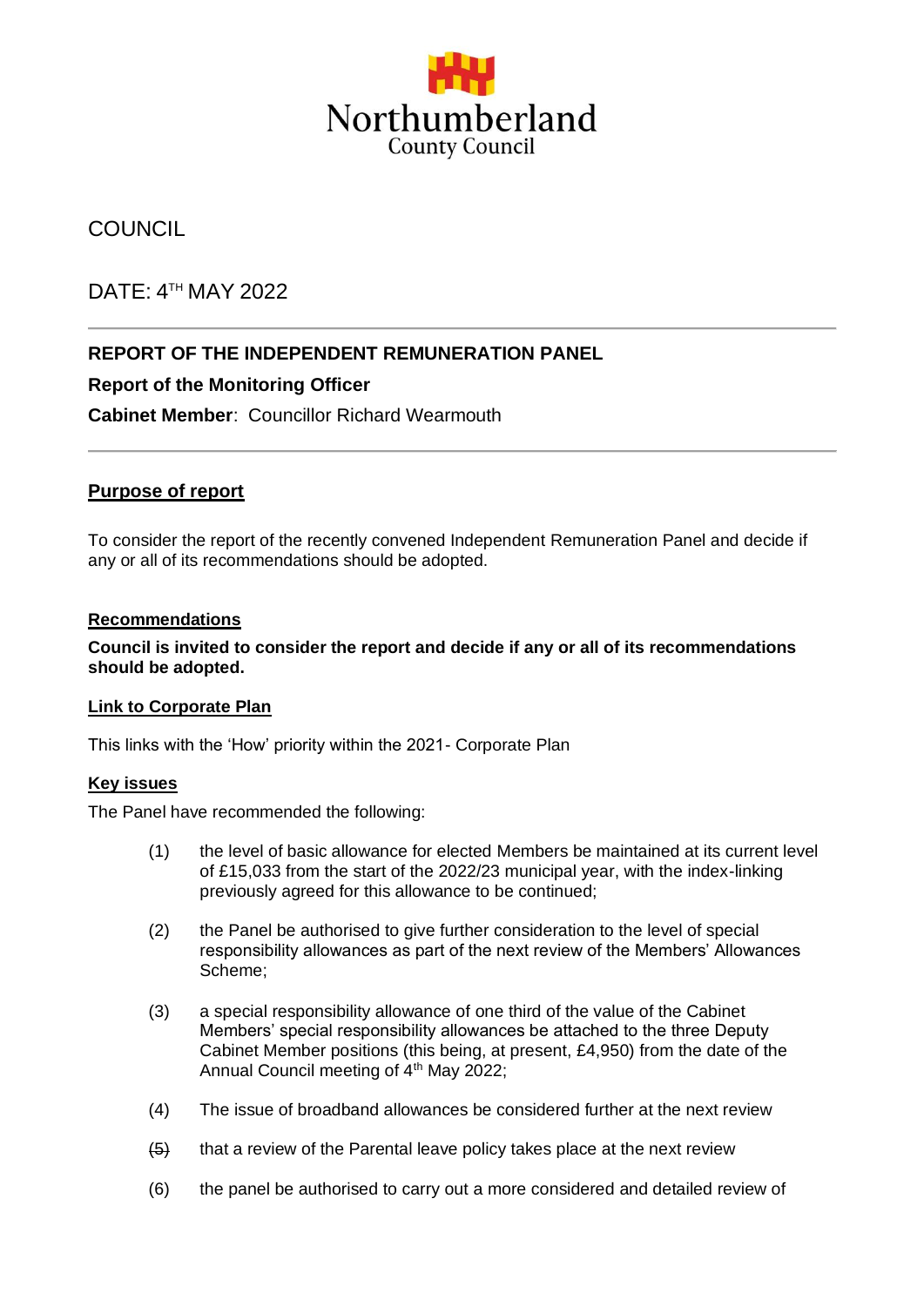Northumberland
County Council

COUNCIL

DATE: 4TH MAY 2022

---

**REPORT OF THE INDEPENDENT REMUNERATION PANEL**

**Report of the Monitoring Officer**

**Cabinet Member**: Councillor Richard Wearmouth

---

**Purpose of report**

To consider the report of the recently convened Independent Remuneration Panel and decide if any or all of its recommendations should be adopted.

**Recommendations**

**Council is invited to consider the report and decide if any or all of its recommendations should be adopted.**

**Link to Corporate Plan**

This links with the 'How' priority within the 2021- Corporate Plan

**Key issues**

The Panel have recommended the following:

(1) the level of basic allowance for elected Members be maintained at its current level of £15,033 from the start of the 2022/23 municipal year, with the index-linking previously agreed for this allowance to be continued;

(2) the Panel be authorised to give further consideration to the level of special responsibility allowances as part of the next review of the Members' Allowances Scheme;

(3) a special responsibility allowance of one third of the value of the Cabinet Members' special responsibility allowances be attached to the three Deputy Cabinet Member positions (this being, at present, £4,950) from the date of the Annual Council meeting of 4th May 2022;

(4) The issue of broadband allowances be considered further at the next review

(5) that a review of the Parental leave policy takes place at the next review

(6) the panel be authorised to carry out a more considered and detailed review of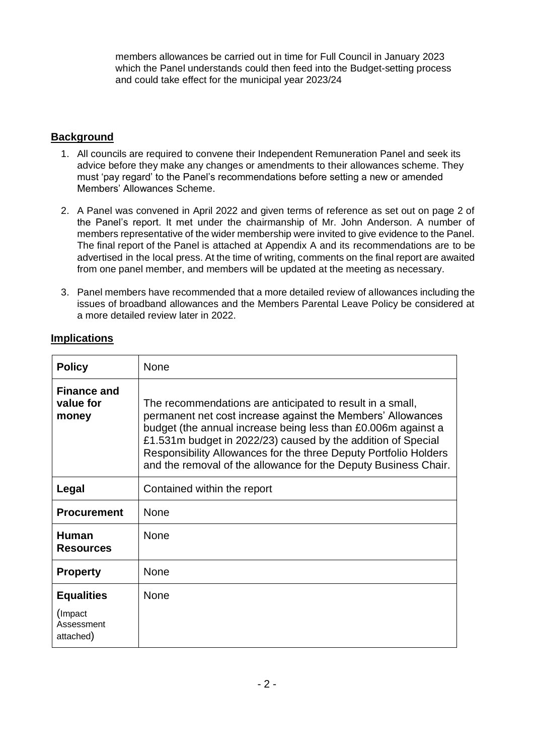members allowances be carried out in time for Full Council in January 2023 which the Panel understands could then feed into the Budget-setting process and could take effect for the municipal year 2023/24

## Background

1. All councils are required to convene their Independent Remuneration Panel and seek its advice before they make any changes or amendments to their allowances scheme. They must 'pay regard' to the Panel's recommendations before setting a new or amended Members' Allowances Scheme.

2. A Panel was convened in April 2022 and given terms of reference as set out on page 2 of the Panel's report. It met under the chairmanship of Mr. John Anderson. A number of members representative of the wider membership were invited to give evidence to the Panel. The final report of the Panel is attached at Appendix A and its recommendations are to be advertised in the local press. At the time of writing, comments on the final report are awaited from one panel member, and members will be updated at the meeting as necessary.

3. Panel members have recommended that a more detailed review of allowances including the issues of broadband allowances and the Members Parental Leave Policy be considered at a more detailed review later in 2022.

## Implications

| | |
|---|---|
| **Policy** | None |
| **Finance and value for money** | The recommendations are anticipated to result in a small, permanent net cost increase against the Members' Allowances budget (the annual increase being less than £0.006m against a £1.531m budget in 2022/23) caused by the addition of Special Responsibility Allowances for the three Deputy Portfolio Holders and the removal of the allowance for the Deputy Business Chair. |
| **Legal** | Contained within the report |
| **Procurement** | None |
| **Human Resources** | None |
| **Property** | None |
| **Equalities** (Impact Assessment attached) | None |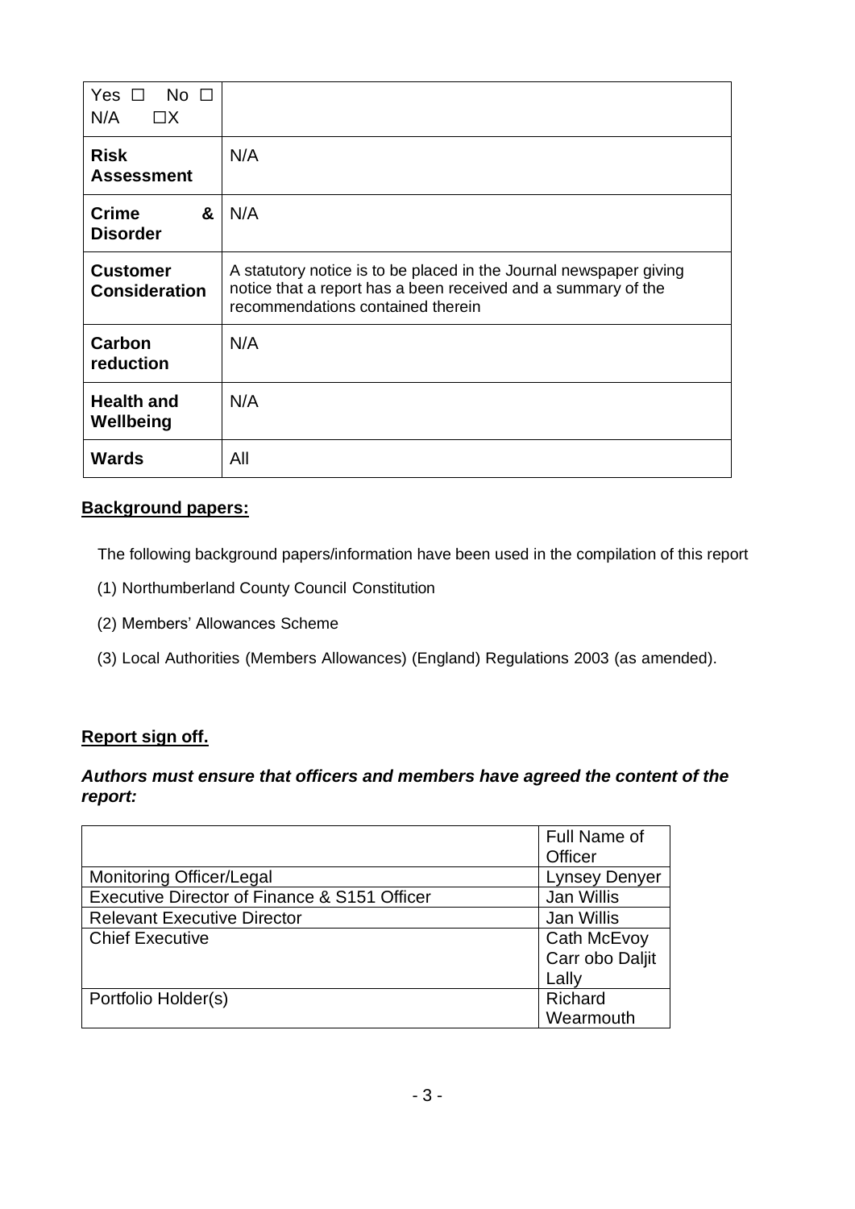| Yes ☐ No ☐ N/A ☐X | |
|---|---|
| **Risk Assessment** | N/A |
| **Crime & Disorder** | N/A |
| **Customer Consideration** | A statutory notice is to be placed in the Journal newspaper giving notice that a report has a been received and a summary of the recommendations contained therein |
| **Carbon reduction** | N/A |
| **Health and Wellbeing** | N/A |
| **Wards** | All |

**Background papers:**

The following background papers/information have been used in the compilation of this report

(1) Northumberland County Council Constitution

(2) Members' Allowances Scheme

(3) Local Authorities (Members Allowances) (England) Regulations 2003 (as amended).

**Report sign off.**

***Authors must ensure that officers and members have agreed the content of the report:***

| | Full Name of Officer |
|---|---|
| Monitoring Officer/Legal | Lynsey Denyer |
| Executive Director of Finance & S151 Officer | Jan Willis |
| Relevant Executive Director | Jan Willis |
| Chief Executive | Cath McEvoy Carr obo Daljit Lally |
| Portfolio Holder(s) | Richard Wearmouth |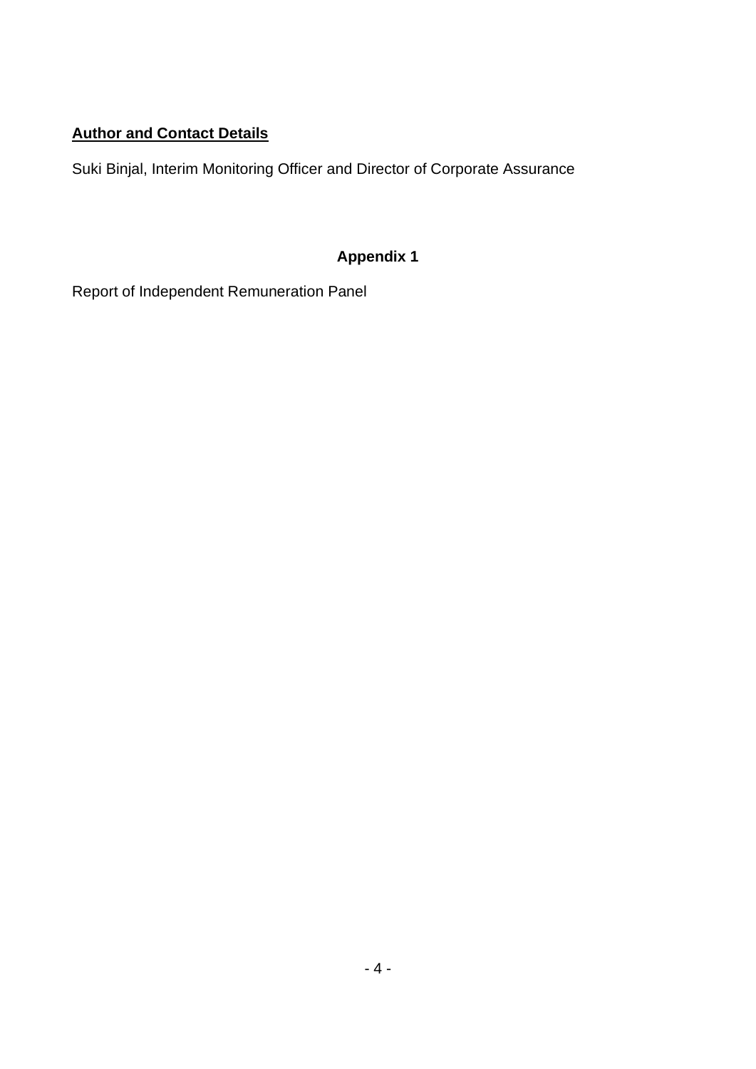**Author and Contact Details**

Suki Binjal, Interim Monitoring Officer and Director of Corporate Assurance

**Appendix 1**

Report of Independent Remuneration Panel